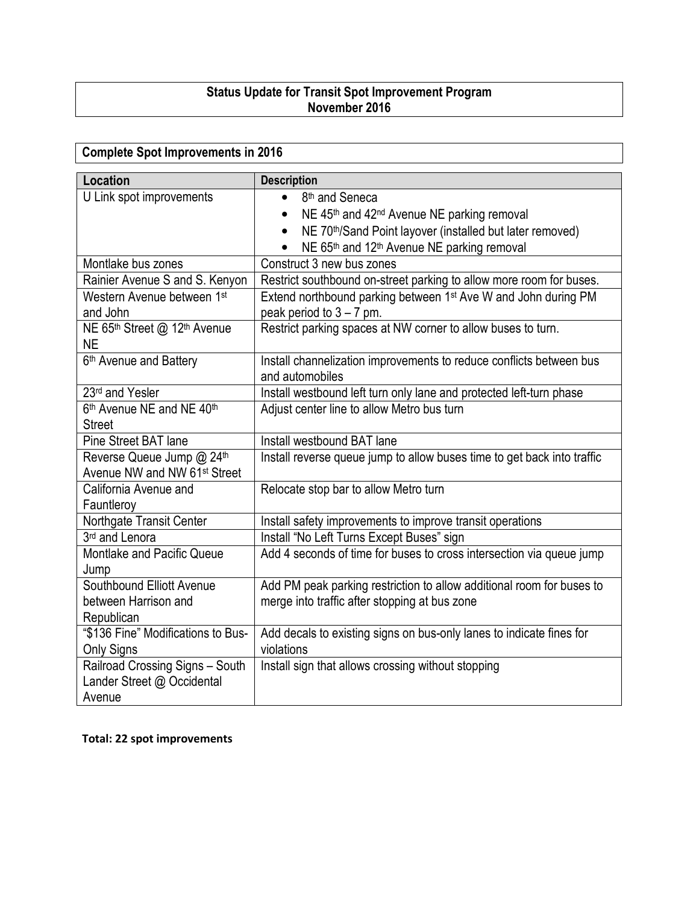# Status Update for Transit Spot Improvement Program
## November 2016

## Complete Spot Improvements in 2016

| Location | Description |
|---|---|
| U Link spot improvements | • 8th and Seneca<br>• NE 45th and 42nd Avenue NE parking removal<br>• NE 70th/Sand Point layover (installed but later removed)<br>• NE 65th and 12th Avenue NE parking removal |
| Montlake bus zones | Construct 3 new bus zones |
| Rainier Avenue S and S. Kenyon | Restrict southbound on-street parking to allow more room for buses. |
| Western Avenue between 1st and John | Extend northbound parking between 1st Ave W and John during PM peak period to 3 – 7 pm. |
| NE 65th Street @ 12th Avenue NE | Restrict parking spaces at NW corner to allow buses to turn. |
| 6th Avenue and Battery | Install channelization improvements to reduce conflicts between bus and automobiles |
| 23rd and Yesler | Install westbound left turn only lane and protected left-turn phase |
| 6th Avenue NE and NE 40th Street | Adjust center line to allow Metro bus turn |
| Pine Street BAT lane | Install westbound BAT lane |
| Reverse Queue Jump @ 24th Avenue NW and NW 61st Street | Install reverse queue jump to allow buses time to get back into traffic |
| California Avenue and Fauntleroy | Relocate stop bar to allow Metro turn |
| Northgate Transit Center | Install safety improvements to improve transit operations |
| 3rd and Lenora | Install "No Left Turns Except Buses" sign |
| Montlake and Pacific Queue Jump | Add 4 seconds of time for buses to cross intersection via queue jump |
| Southbound Elliott Avenue between Harrison and Republican | Add PM peak parking restriction to allow additional room for buses to merge into traffic after stopping at bus zone |
| "$136 Fine" Modifications to Bus-Only Signs | Add decals to existing signs on bus-only lanes to indicate fines for violations |
| Railroad Crossing Signs – South Lander Street @ Occidental Avenue | Install sign that allows crossing without stopping |

**Total: 22 spot improvements**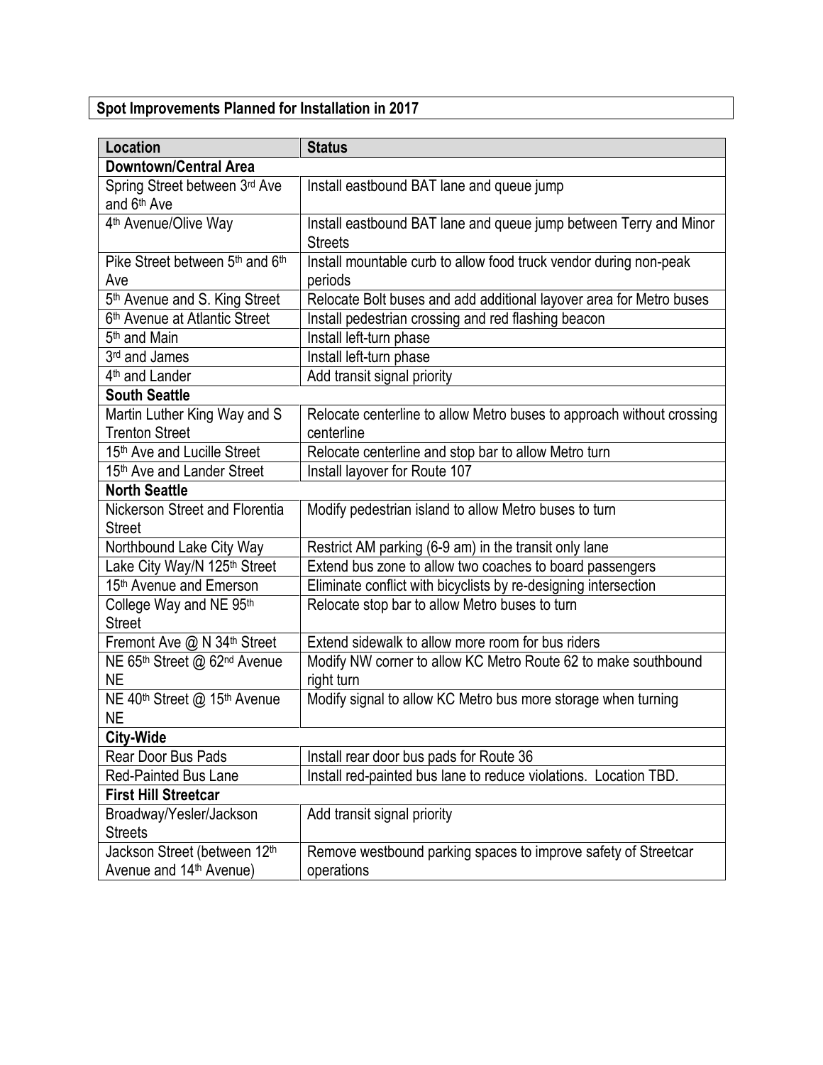**Spot Improvements Planned for Installation in 2017**

| Location | Status |
|---|---|
| **Downtown/Central Area** | |
| Spring Street between 3rd Ave and 6th Ave | Install eastbound BAT lane and queue jump |
| 4th Avenue/Olive Way | Install eastbound BAT lane and queue jump between Terry and Minor Streets |
| Pike Street between 5th and 6th Ave | Install mountable curb to allow food truck vendor during non-peak periods |
| 5th Avenue and S. King Street | Relocate Bolt buses and add additional layover area for Metro buses |
| 6th Avenue at Atlantic Street | Install pedestrian crossing and red flashing beacon |
| 5th and Main | Install left-turn phase |
| 3rd and James | Install left-turn phase |
| 4th and Lander | Add transit signal priority |
| **South Seattle** | |
| Martin Luther King Way and S Trenton Street | Relocate centerline to allow Metro buses to approach without crossing centerline |
| 15th Ave and Lucille Street | Relocate centerline and stop bar to allow Metro turn |
| 15th Ave and Lander Street | Install layover for Route 107 |
| **North Seattle** | |
| Nickerson Street and Florentia Street | Modify pedestrian island to allow Metro buses to turn |
| Northbound Lake City Way | Restrict AM parking (6-9 am) in the transit only lane |
| Lake City Way/N 125th Street | Extend bus zone to allow two coaches to board passengers |
| 15th Avenue and Emerson | Eliminate conflict with bicyclists by re-designing intersection |
| College Way and NE 95th Street | Relocate stop bar to allow Metro buses to turn |
| Fremont Ave @ N 34th Street | Extend sidewalk to allow more room for bus riders |
| NE 65th Street @ 62nd Avenue NE | Modify NW corner to allow KC Metro Route 62 to make southbound right turn |
| NE 40th Street @ 15th Avenue NE | Modify signal to allow KC Metro bus more storage when turning |
| **City-Wide** | |
| Rear Door Bus Pads | Install rear door bus pads for Route 36 |
| Red-Painted Bus Lane | Install red-painted bus lane to reduce violations. Location TBD. |
| **First Hill Streetcar** | |
| Broadway/Yesler/Jackson Streets | Add transit signal priority |
| Jackson Street (between 12th Avenue and 14th Avenue) | Remove westbound parking spaces to improve safety of Streetcar operations |